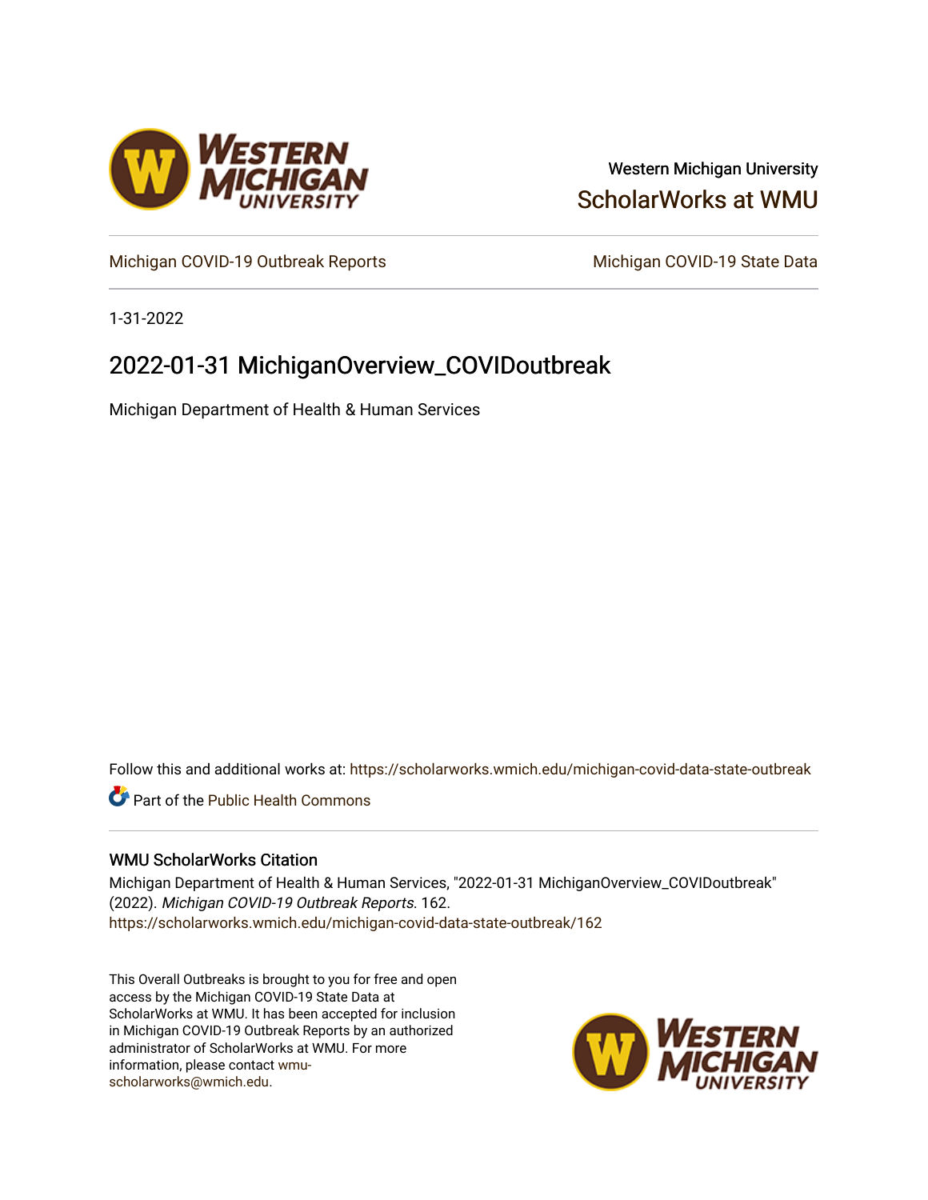Western Michigan University

ScholarWorks at WMU

Michigan COVID-19 Outbreak Reports

Michigan COVID-19 State Data

1-31-2022

# 2022-01-31 MichiganOverview_COVIDoutbreak

Michigan Department of Health & Human Services

Follow this and additional works at: https://scholarworks.wmich.edu/michigan-covid-data-state-outbreak

Part of the Public Health Commons

## WMU ScholarWorks Citation

Michigan Department of Health & Human Services, "2022-01-31 MichiganOverview_COVIDoutbreak" (2022). *Michigan COVID-19 Outbreak Reports*. 162.
https://scholarworks.wmich.edu/michigan-covid-data-state-outbreak/162

This Overall Outbreaks is brought to you for free and open access by the Michigan COVID-19 State Data at ScholarWorks at WMU. It has been accepted for inclusion in Michigan COVID-19 Outbreak Reports by an authorized administrator of ScholarWorks at WMU. For more information, please contact wmu-scholarworks@wmich.edu.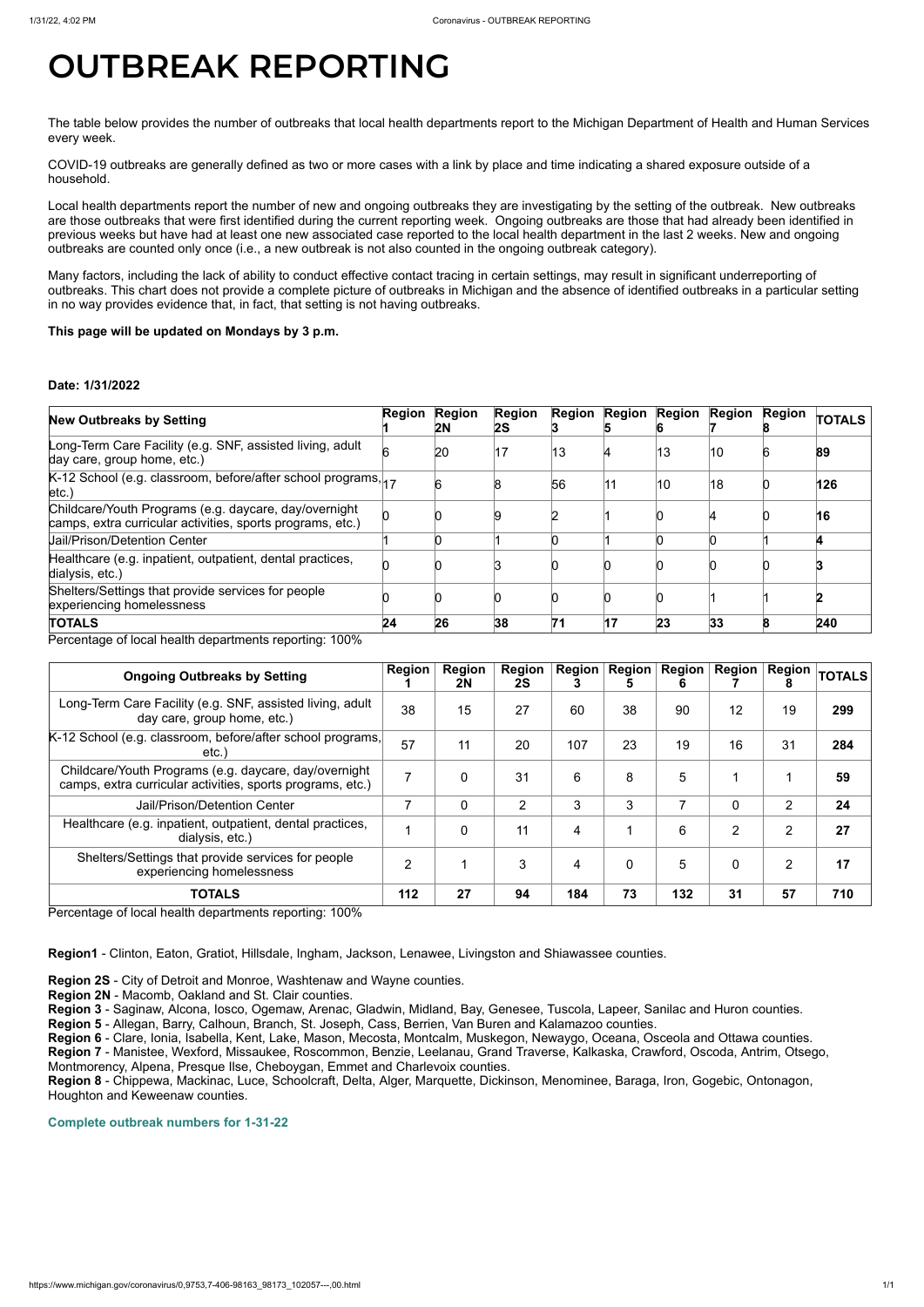# OUTBREAK REPORTING

The table below provides the number of outbreaks that local health departments report to the Michigan Department of Health and Human Services every week.

COVID-19 outbreaks are generally defined as two or more cases with a link by place and time indicating a shared exposure outside of a household.

Local health departments report the number of new and ongoing outbreaks they are investigating by the setting of the outbreak. New outbreaks are those outbreaks that were first identified during the current reporting week. Ongoing outbreaks are those that had already been identified in previous weeks but have had at least one new associated case reported to the local health department in the last 2 weeks. New and ongoing outbreaks are counted only once (i.e., a new outbreak is not also counted in the ongoing outbreak category).

Many factors, including the lack of ability to conduct effective contact tracing in certain settings, may result in significant underreporting of outbreaks. This chart does not provide a complete picture of outbreaks in Michigan and the absence of identified outbreaks in a particular setting in no way provides evidence that, in fact, that setting is not having outbreaks.

**This page will be updated on Mondays by 3 p.m.**

**Date: 1/31/2022**

| New Outbreaks by Setting | Region 1 | Region 2N | Region 2S | Region 3 | Region 5 | Region 6 | Region 7 | Region 8 | TOTALS |
|---|---|---|---|---|---|---|---|---|---|
| Long-Term Care Facility (e.g. SNF, assisted living, adult day care, group home, etc.) | 6 | 20 | 17 | 13 | 4 | 13 | 10 | 6 | **89** |
| K-12 School (e.g. classroom, before/after school programs, etc.) | 17 | 6 | 8 | 56 | 11 | 10 | 18 | 0 | **126** |
| Childcare/Youth Programs (e.g. daycare, day/overnight camps, extra curricular activities, sports programs, etc.) | 0 | 0 | 9 | 2 | 1 | 0 | 4 | 0 | **16** |
| Jail/Prison/Detention Center | 1 | 0 | 1 | 0 | 1 | 0 | 0 | 1 | **4** |
| Healthcare (e.g. inpatient, outpatient, dental practices, dialysis, etc.) | 0 | 0 | 3 | 0 | 0 | 0 | 0 | 0 | **3** |
| Shelters/Settings that provide services for people experiencing homelessness | 0 | 0 | 0 | 0 | 0 | 0 | 1 | 1 | **2** |
| **TOTALS** | **24** | **26** | **38** | **71** | **17** | **23** | **33** | **8** | **240** |

Percentage of local health departments reporting: 100%

| Ongoing Outbreaks by Setting | Region 1 | Region 2N | Region 2S | Region 3 | Region 5 | Region 6 | Region 7 | Region 8 | TOTALS |
|---|---|---|---|---|---|---|---|---|---|
| Long-Term Care Facility (e.g. SNF, assisted living, adult day care, group home, etc.) | 38 | 15 | 27 | 60 | 38 | 90 | 12 | 19 | **299** |
| K-12 School (e.g. classroom, before/after school programs, etc.) | 57 | 11 | 20 | 107 | 23 | 19 | 16 | 31 | **284** |
| Childcare/Youth Programs (e.g. daycare, day/overnight camps, extra curricular activities, sports programs, etc.) | 7 | 0 | 31 | 6 | 8 | 5 | 1 | 1 | **59** |
| Jail/Prison/Detention Center | 7 | 0 | 2 | 3 | 3 | 7 | 0 | 2 | **24** |
| Healthcare (e.g. inpatient, outpatient, dental practices, dialysis, etc.) | 1 | 0 | 11 | 4 | 1 | 6 | 2 | 2 | **27** |
| Shelters/Settings that provide services for people experiencing homelessness | 2 | 1 | 3 | 4 | 0 | 5 | 0 | 2 | **17** |
| **TOTALS** | **112** | **27** | **94** | **184** | **73** | **132** | **31** | **57** | **710** |

Percentage of local health departments reporting: 100%

**Region1** - Clinton, Eaton, Gratiot, Hillsdale, Ingham, Jackson, Lenawee, Livingston and Shiawassee counties.

**Region 2S** - City of Detroit and Monroe, Washtenaw and Wayne counties.
**Region 2N** - Macomb, Oakland and St. Clair counties.
**Region 3** - Saginaw, Alcona, Iosco, Ogemaw, Arenac, Gladwin, Midland, Bay, Genesee, Tuscola, Lapeer, Sanilac and Huron counties.
**Region 5** - Allegan, Barry, Calhoun, Branch, St. Joseph, Cass, Berrien, Van Buren and Kalamazoo counties.
**Region 6** - Clare, Ionia, Isabella, Kent, Lake, Mason, Mecosta, Montcalm, Muskegon, Newaygo, Oceana, Osceola and Ottawa counties.
**Region 7** - Manistee, Wexford, Missaukee, Roscommon, Benzie, Leelanau, Grand Traverse, Kalkaska, Crawford, Oscoda, Antrim, Otsego, Montmorency, Alpena, Presque Isle, Cheboygan, Emmet and Charlevoix counties.
**Region 8** - Chippewa, Mackinac, Luce, Schoolcraft, Delta, Alger, Marquette, Dickinson, Menominee, Baraga, Iron, Gogebic, Ontonagon, Houghton and Keweenaw counties.

**Complete outbreak numbers for 1-31-22**